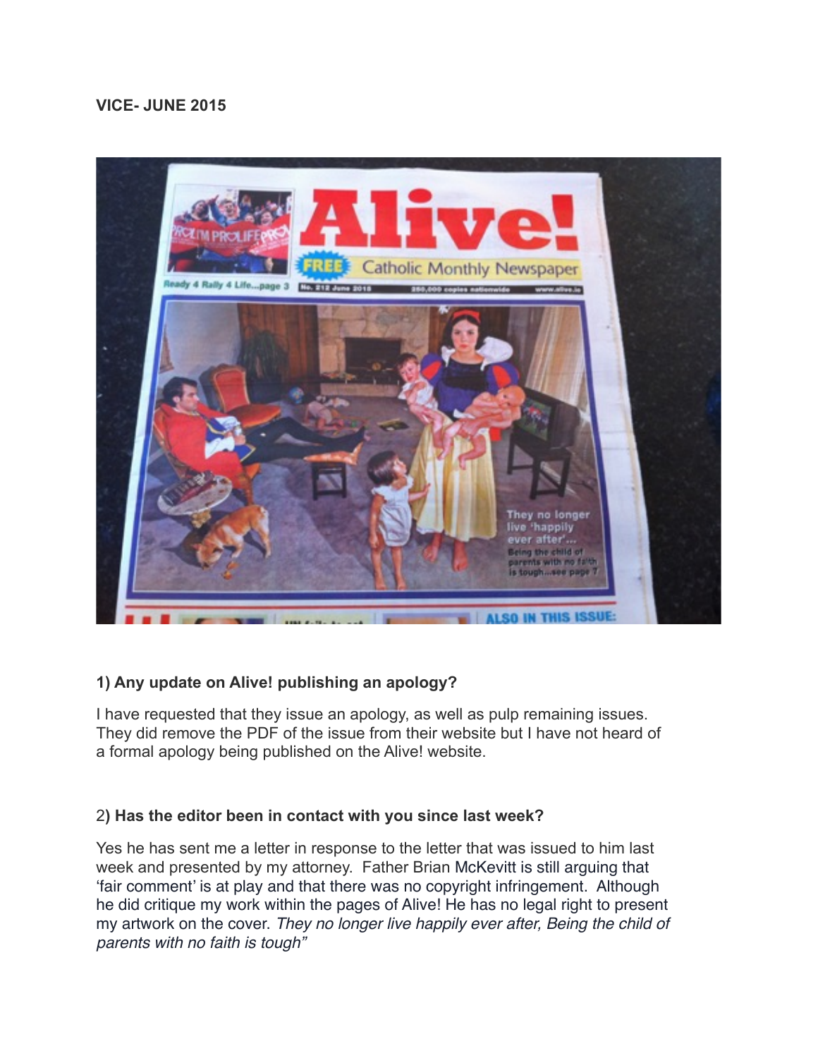**VICE- JUNE 2015**

**1) Any update on Alive! publishing an apology?**

I have requested that they issue an apology, as well as pulp remaining issues. They did remove the PDF of the issue from their website but I have not heard of a formal apology being published on the Alive! website.

2**) Has the editor been in contact with you since last week?**

Yes he has sent me a letter in response to the letter that was issued to him last week and presented by my attorney. Father Brian McKevitt is still arguing that 'fair comment' is at play and that there was no copyright infringement. Although he did critique my work within the pages of Alive! He has no legal right to present my artwork on the cover. *They no longer live happily ever after, Being the child of parents with no faith is tough"*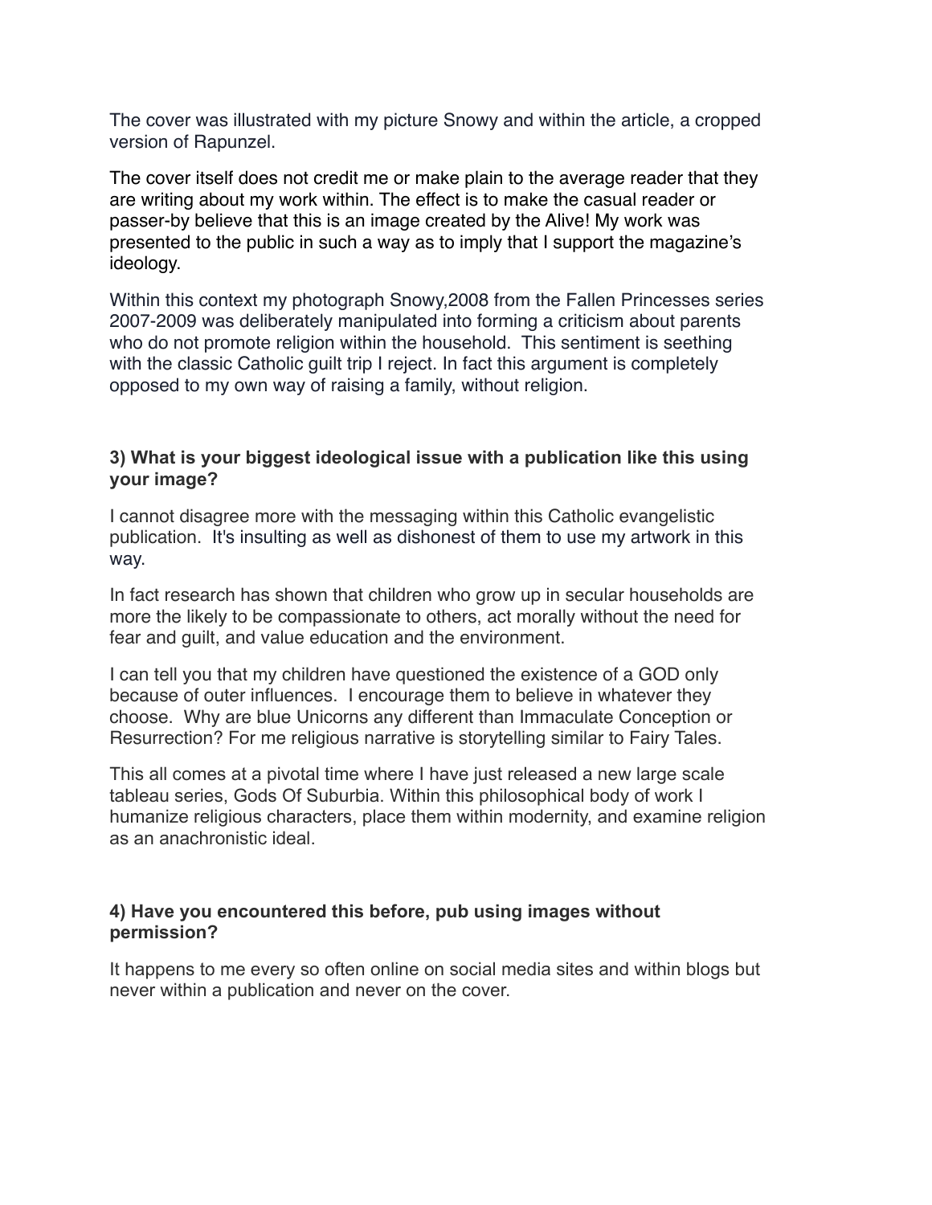The cover was illustrated with my picture Snowy and within the article, a cropped version of Rapunzel.

The cover itself does not credit me or make plain to the average reader that they are writing about my work within. The effect is to make the casual reader or passer-by believe that this is an image created by the Alive! My work was presented to the public in such a way as to imply that I support the magazine's ideology.

Within this context my photograph Snowy,2008 from the Fallen Princesses series 2007-2009 was deliberately manipulated into forming a criticism about parents who do not promote religion within the household. This sentiment is seething with the classic Catholic guilt trip I reject. In fact this argument is completely opposed to my own way of raising a family, without religion.

### 3) What is your biggest ideological issue with a publication like this using your image?

I cannot disagree more with the messaging within this Catholic evangelistic publication. It's insulting as well as dishonest of them to use my artwork in this way.

In fact research has shown that children who grow up in secular households are more the likely to be compassionate to others, act morally without the need for fear and guilt, and value education and the environment.

I can tell you that my children have questioned the existence of a GOD only because of outer influences. I encourage them to believe in whatever they choose. Why are blue Unicorns any different than Immaculate Conception or Resurrection? For me religious narrative is storytelling similar to Fairy Tales.

This all comes at a pivotal time where I have just released a new large scale tableau series, Gods Of Suburbia. Within this philosophical body of work I humanize religious characters, place them within modernity, and examine religion as an anachronistic ideal.

### 4) Have you encountered this before, pub using images without permission?

It happens to me every so often online on social media sites and within blogs but never within a publication and never on the cover.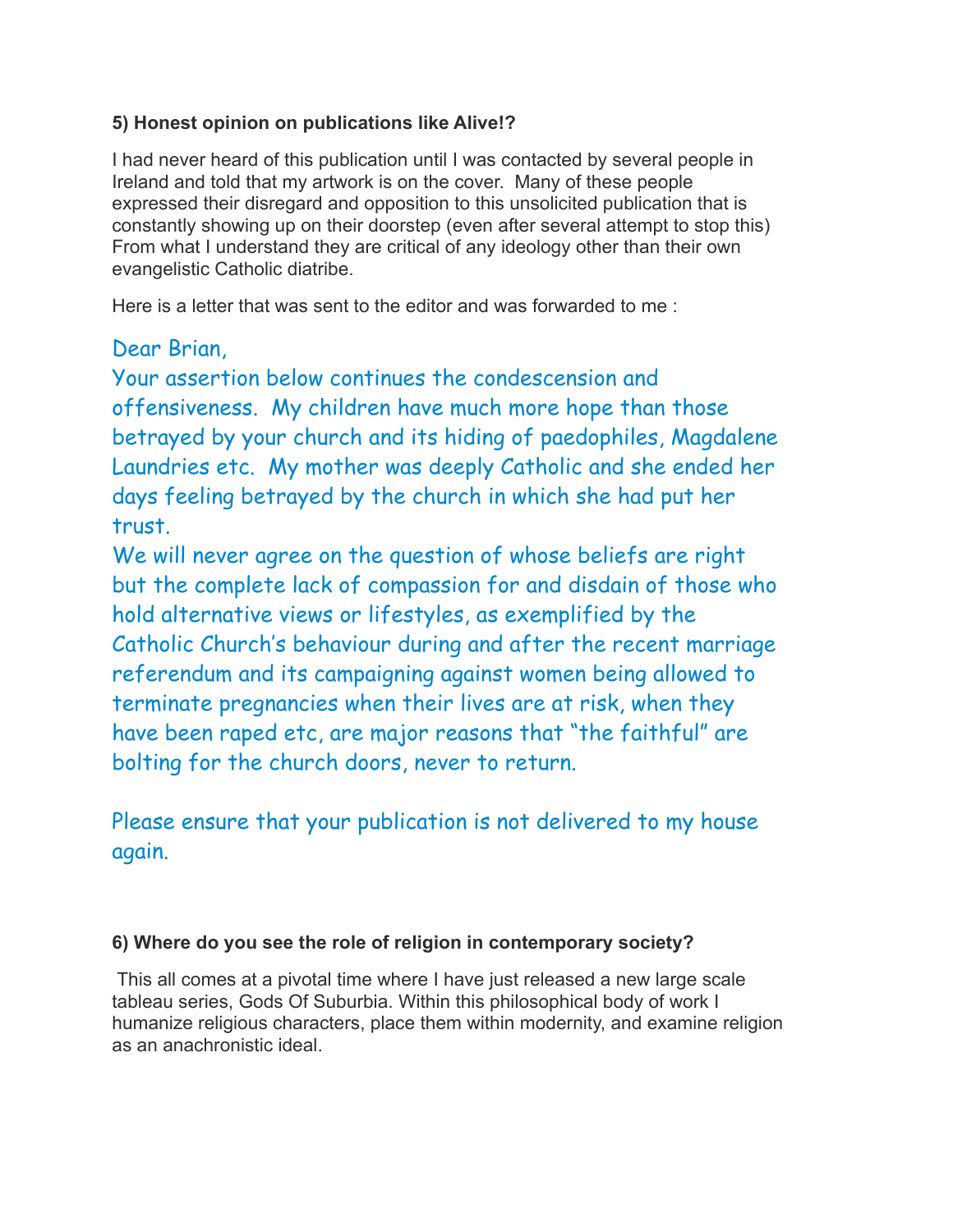**5) Honest opinion on publications like Alive!?**

I had never heard of this publication until I was contacted by several people in Ireland and told that my artwork is on the cover. Many of these people expressed their disregard and opposition to this unsolicited publication that is constantly showing up on their doorstep (even after several attempt to stop this) From what I understand they are critical of any ideology other than their own evangelistic Catholic diatribe.

Here is a letter that was sent to the editor and was forwarded to me :

Dear Brian,
Your assertion below continues the condescension and offensiveness. My children have much more hope than those betrayed by your church and its hiding of paedophiles, Magdalene Laundries etc. My mother was deeply Catholic and she ended her days feeling betrayed by the church in which she had put her trust.
We will never agree on the question of whose beliefs are right but the complete lack of compassion for and disdain of those who hold alternative views or lifestyles, as exemplified by the Catholic Church's behaviour during and after the recent marriage referendum and its campaigning against women being allowed to terminate pregnancies when their lives are at risk, when they have been raped etc, are major reasons that "the faithful" are bolting for the church doors, never to return.

Please ensure that your publication is not delivered to my house again.

**6) Where do you see the role of religion in contemporary society?**

This all comes at a pivotal time where I have just released a new large scale tableau series, Gods Of Suburbia. Within this philosophical body of work I humanize religious characters, place them within modernity, and examine religion as an anachronistic ideal.